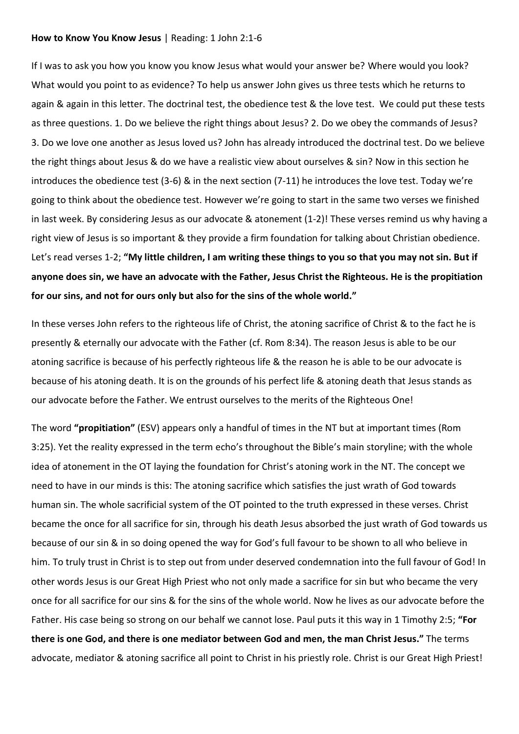**How to Know You Know Jesus** | Reading: 1 John 2:1-6

If I was to ask you how you know you know Jesus what would your answer be? Where would you look? What would you point to as evidence? To help us answer John gives us three tests which he returns to again & again in this letter. The doctrinal test, the obedience test & the love test. We could put these tests as three questions. 1. Do we believe the right things about Jesus? 2. Do we obey the commands of Jesus? 3. Do we love one another as Jesus loved us? John has already introduced the doctrinal test. Do we believe the right things about Jesus & do we have a realistic view about ourselves & sin? Now in this section he introduces the obedience test (3-6) & in the next section (7-11) he introduces the love test. Today we're going to think about the obedience test. However we're going to start in the same two verses we finished in last week. By considering Jesus as our advocate & atonement (1-2)! These verses remind us why having a right view of Jesus is so important & they provide a firm foundation for talking about Christian obedience. Let's read verses 1-2; **"My little children, I am writing these things to you so that you may not sin. But if anyone does sin, we have an advocate with the Father, Jesus Christ the Righteous. He is the propitiation for our sins, and not for ours only but also for the sins of the whole world."**

In these verses John refers to the righteous life of Christ, the atoning sacrifice of Christ & to the fact he is presently & eternally our advocate with the Father (cf. Rom 8:34). The reason Jesus is able to be our atoning sacrifice is because of his perfectly righteous life & the reason he is able to be our advocate is because of his atoning death. It is on the grounds of his perfect life & atoning death that Jesus stands as our advocate before the Father. We entrust ourselves to the merits of the Righteous One!

The word **"propitiation"** (ESV) appears only a handful of times in the NT but at important times (Rom 3:25). Yet the reality expressed in the term echo's throughout the Bible's main storyline; with the whole idea of atonement in the OT laying the foundation for Christ's atoning work in the NT. The concept we need to have in our minds is this: The atoning sacrifice which satisfies the just wrath of God towards human sin. The whole sacrificial system of the OT pointed to the truth expressed in these verses. Christ became the once for all sacrifice for sin, through his death Jesus absorbed the just wrath of God towards us because of our sin & in so doing opened the way for God's full favour to be shown to all who believe in him. To truly trust in Christ is to step out from under deserved condemnation into the full favour of God! In other words Jesus is our Great High Priest who not only made a sacrifice for sin but who became the very once for all sacrifice for our sins & for the sins of the whole world. Now he lives as our advocate before the Father. His case being so strong on our behalf we cannot lose. Paul puts it this way in 1 Timothy 2:5; **"For there is one God, and there is one mediator between God and men, the man Christ Jesus."** The terms advocate, mediator & atoning sacrifice all point to Christ in his priestly role. Christ is our Great High Priest!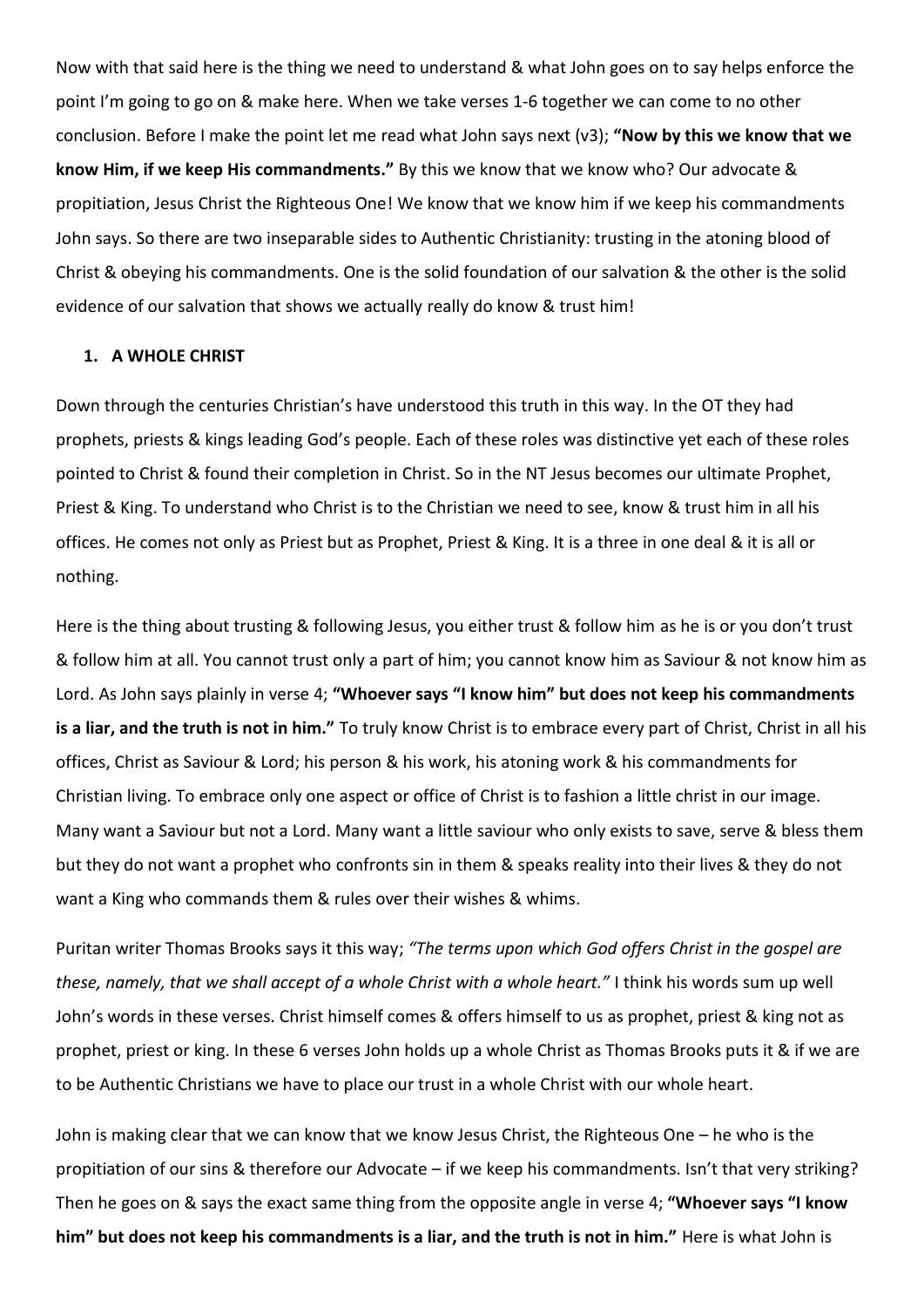Now with that said here is the thing we need to understand & what John goes on to say helps enforce the point I'm going to go on & make here. When we take verses 1-6 together we can come to no other conclusion. Before I make the point let me read what John says next (v3); **"Now by this we know that we know Him, if we keep His commandments."** By this we know that we know who? Our advocate & propitiation, Jesus Christ the Righteous One! We know that we know him if we keep his commandments John says. So there are two inseparable sides to Authentic Christianity: trusting in the atoning blood of Christ & obeying his commandments. One is the solid foundation of our salvation & the other is the solid evidence of our salvation that shows we actually really do know & trust him!

1. **A WHOLE CHRIST**

Down through the centuries Christian's have understood this truth in this way. In the OT they had prophets, priests & kings leading God's people. Each of these roles was distinctive yet each of these roles pointed to Christ & found their completion in Christ. So in the NT Jesus becomes our ultimate Prophet, Priest & King. To understand who Christ is to the Christian we need to see, know & trust him in all his offices. He comes not only as Priest but as Prophet, Priest & King. It is a three in one deal & it is all or nothing.

Here is the thing about trusting & following Jesus, you either trust & follow him as he is or you don't trust & follow him at all. You cannot trust only a part of him; you cannot know him as Saviour & not know him as Lord. As John says plainly in verse 4; **"Whoever says "I know him" but does not keep his commandments is a liar, and the truth is not in him."** To truly know Christ is to embrace every part of Christ, Christ in all his offices, Christ as Saviour & Lord; his person & his work, his atoning work & his commandments for Christian living. To embrace only one aspect or office of Christ is to fashion a little christ in our image. Many want a Saviour but not a Lord. Many want a little saviour who only exists to save, serve & bless them but they do not want a prophet who confronts sin in them & speaks reality into their lives & they do not want a King who commands them & rules over their wishes & whims.

Puritan writer Thomas Brooks says it this way; *"The terms upon which God offers Christ in the gospel are these, namely, that we shall accept of a whole Christ with a whole heart."* I think his words sum up well John's words in these verses. Christ himself comes & offers himself to us as prophet, priest & king not as prophet, priest or king. In these 6 verses John holds up a whole Christ as Thomas Brooks puts it & if we are to be Authentic Christians we have to place our trust in a whole Christ with our whole heart.

John is making clear that we can know that we know Jesus Christ, the Righteous One – he who is the propitiation of our sins & therefore our Advocate – if we keep his commandments. Isn't that very striking? Then he goes on & says the exact same thing from the opposite angle in verse 4; **"Whoever says "I know him" but does not keep his commandments is a liar, and the truth is not in him."** Here is what John is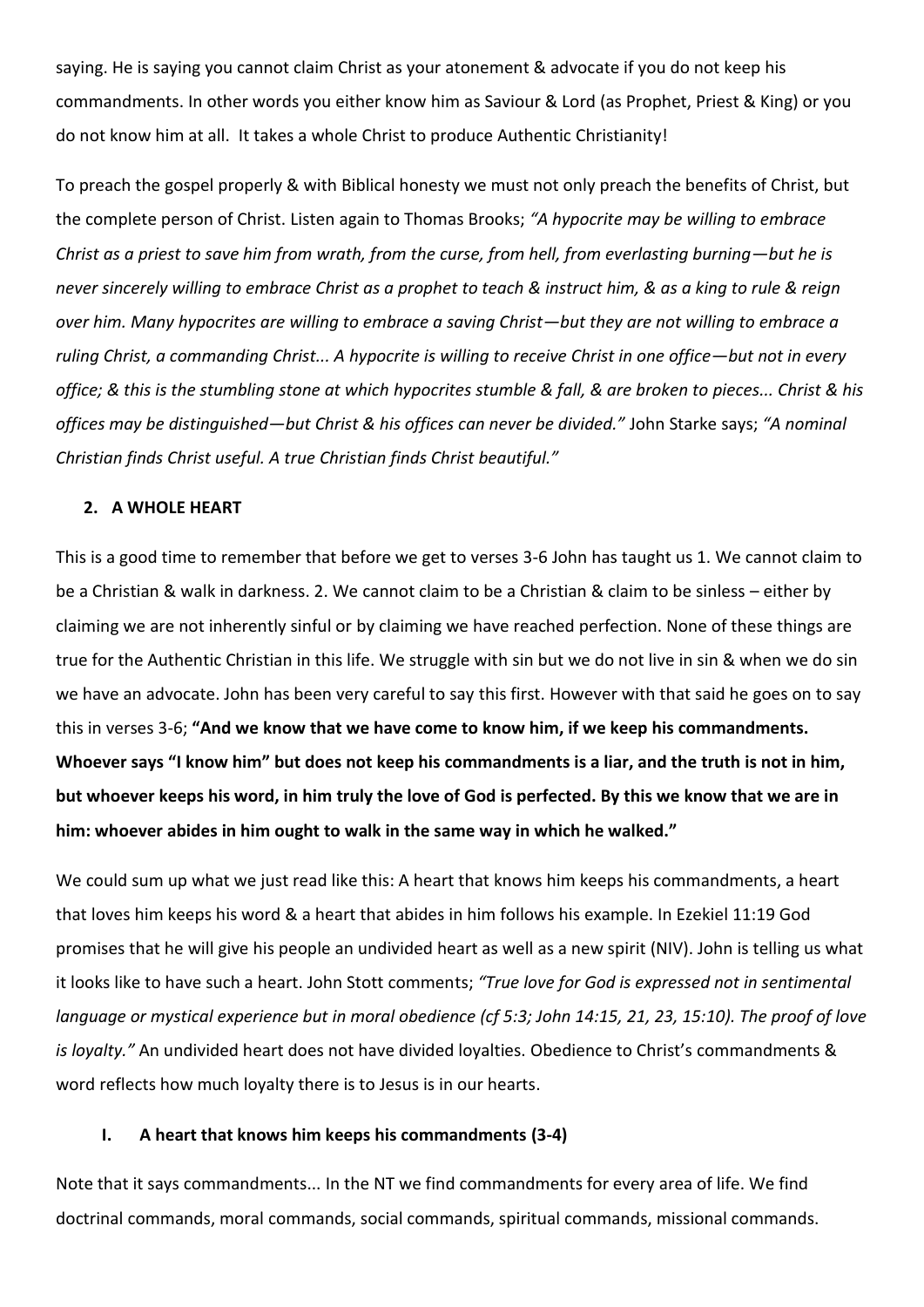saying. He is saying you cannot claim Christ as your atonement & advocate if you do not keep his commandments. In other words you either know him as Saviour & Lord (as Prophet, Priest & King) or you do not know him at all. It takes a whole Christ to produce Authentic Christianity!

To preach the gospel properly & with Biblical honesty we must not only preach the benefits of Christ, but the complete person of Christ. Listen again to Thomas Brooks; *"A hypocrite may be willing to embrace Christ as a priest to save him from wrath, from the curse, from hell, from everlasting burning—but he is never sincerely willing to embrace Christ as a prophet to teach & instruct him, & as a king to rule & reign over him. Many hypocrites are willing to embrace a saving Christ—but they are not willing to embrace a ruling Christ, a commanding Christ... A hypocrite is willing to receive Christ in one office—but not in every office; & this is the stumbling stone at which hypocrites stumble & fall, & are broken to pieces... Christ & his offices may be distinguished—but Christ & his offices can never be divided."* John Starke says; *"A nominal Christian finds Christ useful. A true Christian finds Christ beautiful."*

## 2. A WHOLE HEART

This is a good time to remember that before we get to verses 3-6 John has taught us 1. We cannot claim to be a Christian & walk in darkness. 2. We cannot claim to be a Christian & claim to be sinless – either by claiming we are not inherently sinful or by claiming we have reached perfection. None of these things are true for the Authentic Christian in this life. We struggle with sin but we do not live in sin & when we do sin we have an advocate. John has been very careful to say this first. However with that said he goes on to say this in verses 3-6; **"And we know that we have come to know him, if we keep his commandments. Whoever says "I know him" but does not keep his commandments is a liar, and the truth is not in him, but whoever keeps his word, in him truly the love of God is perfected. By this we know that we are in him: whoever abides in him ought to walk in the same way in which he walked."**

We could sum up what we just read like this: A heart that knows him keeps his commandments, a heart that loves him keeps his word & a heart that abides in him follows his example. In Ezekiel 11:19 God promises that he will give his people an undivided heart as well as a new spirit (NIV). John is telling us what it looks like to have such a heart. John Stott comments; *"True love for God is expressed not in sentimental language or mystical experience but in moral obedience (cf 5:3; John 14:15, 21, 23, 15:10). The proof of love is loyalty."* An undivided heart does not have divided loyalties. Obedience to Christ's commandments & word reflects how much loyalty there is to Jesus is in our hearts.

### I. A heart that knows him keeps his commandments (3-4)

Note that it says commandments... In the NT we find commandments for every area of life. We find doctrinal commands, moral commands, social commands, spiritual commands, missional commands.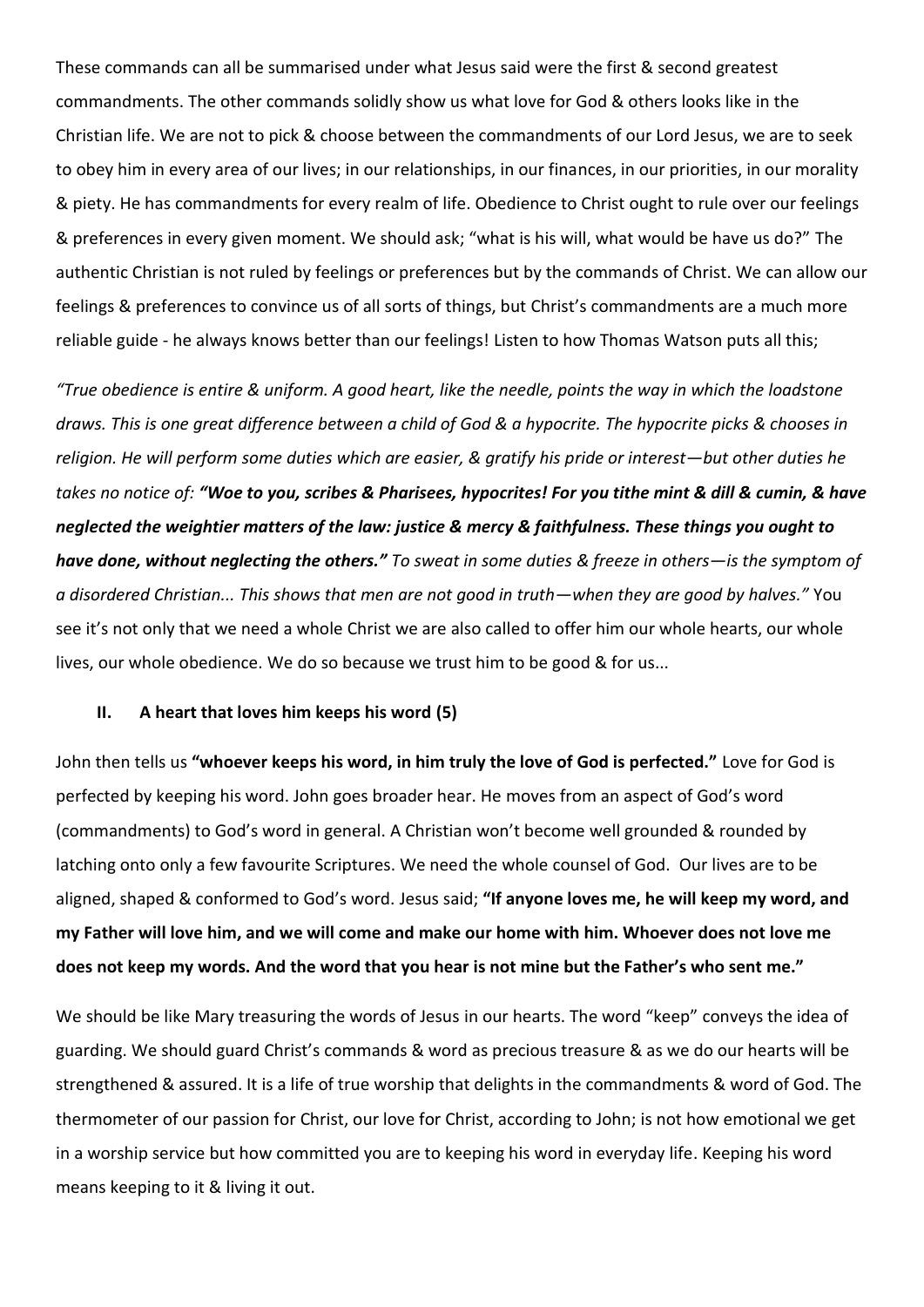These commands can all be summarised under what Jesus said were the first & second greatest commandments. The other commands solidly show us what love for God & others looks like in the Christian life. We are not to pick & choose between the commandments of our Lord Jesus, we are to seek to obey him in every area of our lives; in our relationships, in our finances, in our priorities, in our morality & piety. He has commandments for every realm of life. Obedience to Christ ought to rule over our feelings & preferences in every given moment. We should ask; "what is his will, what would be have us do?" The authentic Christian is not ruled by feelings or preferences but by the commands of Christ. We can allow our feelings & preferences to convince us of all sorts of things, but Christ's commandments are a much more reliable guide - he always knows better than our feelings! Listen to how Thomas Watson puts all this;

*"True obedience is entire & uniform. A good heart, like the needle, points the way in which the loadstone draws. This is one great difference between a child of God & a hypocrite. The hypocrite picks & chooses in religion. He will perform some duties which are easier, & gratify his pride or interest—but other duties he takes no notice of:* ***"Woe to you, scribes & Pharisees, hypocrites! For you tithe mint & dill & cumin, & have neglected the weightier matters of the law: justice & mercy & faithfulness. These things you ought to have done, without neglecting the others."*** *To sweat in some duties & freeze in others—is the symptom of a disordered Christian... This shows that men are not good in truth—when they are good by halves."* You see it's not only that we need a whole Christ we are also called to offer him our whole hearts, our whole lives, our whole obedience. We do so because we trust him to be good & for us...

### II. A heart that loves him keeps his word (5)

John then tells us **"whoever keeps his word, in him truly the love of God is perfected."** Love for God is perfected by keeping his word. John goes broader hear. He moves from an aspect of God's word (commandments) to God's word in general. A Christian won't become well grounded & rounded by latching onto only a few favourite Scriptures. We need the whole counsel of God. Our lives are to be aligned, shaped & conformed to God's word. Jesus said; **"If anyone loves me, he will keep my word, and my Father will love him, and we will come and make our home with him. Whoever does not love me does not keep my words. And the word that you hear is not mine but the Father's who sent me."**

We should be like Mary treasuring the words of Jesus in our hearts. The word "keep" conveys the idea of guarding. We should guard Christ's commands & word as precious treasure & as we do our hearts will be strengthened & assured. It is a life of true worship that delights in the commandments & word of God. The thermometer of our passion for Christ, our love for Christ, according to John; is not how emotional we get in a worship service but how committed you are to keeping his word in everyday life. Keeping his word means keeping to it & living it out.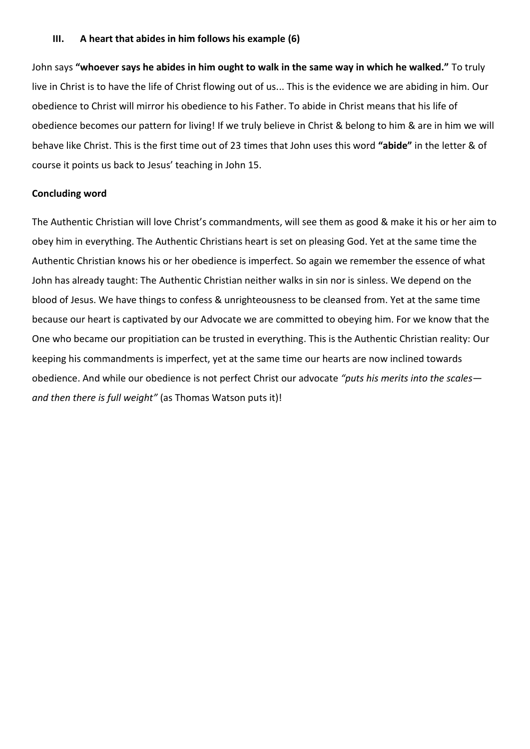### III. A heart that abides in him follows his example (6)

John says **"whoever says he abides in him ought to walk in the same way in which he walked."** To truly live in Christ is to have the life of Christ flowing out of us... This is the evidence we are abiding in him. Our obedience to Christ will mirror his obedience to his Father. To abide in Christ means that his life of obedience becomes our pattern for living! If we truly believe in Christ & belong to him & are in him we will behave like Christ. This is the first time out of 23 times that John uses this word **"abide"** in the letter & of course it points us back to Jesus' teaching in John 15.

**Concluding word**

The Authentic Christian will love Christ's commandments, will see them as good & make it his or her aim to obey him in everything. The Authentic Christians heart is set on pleasing God. Yet at the same time the Authentic Christian knows his or her obedience is imperfect. So again we remember the essence of what John has already taught: The Authentic Christian neither walks in sin nor is sinless. We depend on the blood of Jesus. We have things to confess & unrighteousness to be cleansed from. Yet at the same time because our heart is captivated by our Advocate we are committed to obeying him. For we know that the One who became our propitiation can be trusted in everything. This is the Authentic Christian reality: Our keeping his commandments is imperfect, yet at the same time our hearts are now inclined towards obedience. And while our obedience is not perfect Christ our advocate *"puts his merits into the scales—and then there is full weight"* (as Thomas Watson puts it)!